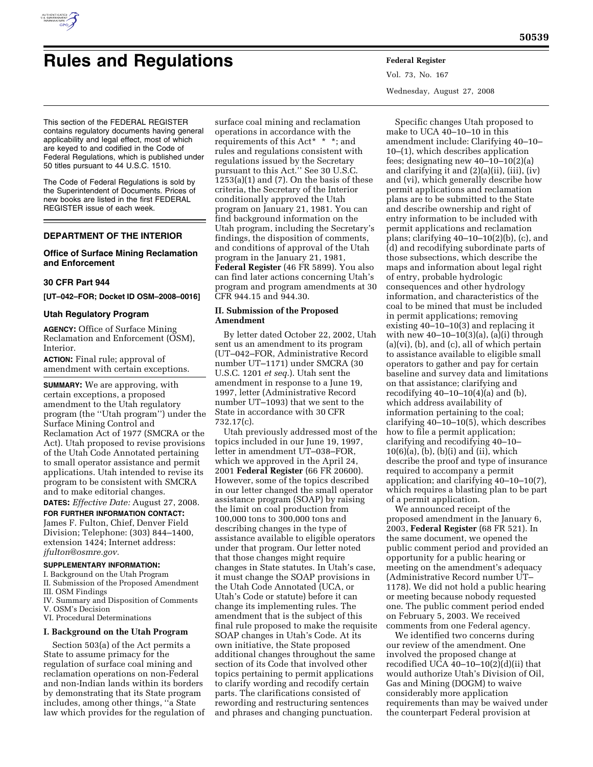# Rules and Regulations

This section of the FEDERAL REGISTER contains regulatory documents having general applicability and legal effect, most of which are keyed to and codified in the Code of Federal Regulations, which is published under 50 titles pursuant to 44 U.S.C. 1510.

The Code of Federal Regulations is sold by the Superintendent of Documents. Prices of new books are listed in the first FEDERAL REGISTER issue of each week.

## DEPARTMENT OF THE INTERIOR

### Office of Surface Mining Reclamation and Enforcement

### 30 CFR Part 944

**[UT–042–FOR; Docket ID OSM–2008–0016]**

### Utah Regulatory Program

**AGENCY:** Office of Surface Mining Reclamation and Enforcement (OSM), Interior.

**ACTION:** Final rule; approval of amendment with certain exceptions.

**SUMMARY:** We are approving, with certain exceptions, a proposed amendment to the Utah regulatory program (the ''Utah program'') under the Surface Mining Control and Reclamation Act of 1977 (SMCRA or the Act). Utah proposed to revise provisions of the Utah Code Annotated pertaining to small operator assistance and permit applications. Utah intended to revise its program to be consistent with SMCRA and to make editorial changes.

**DATES:** *Effective Date:* August 27, 2008.

**FOR FURTHER INFORMATION CONTACT:** James F. Fulton, Chief, Denver Field Division; Telephone: (303) 844–1400, extension 1424; Internet address: *jfulton@osmre.gov.*

**SUPPLEMENTARY INFORMATION:**

I. Background on the Utah Program
II. Submission of the Proposed Amendment
III. OSM Findings
IV. Summary and Disposition of Comments
V. OSM's Decision
VI. Procedural Determinations

### I. Background on the Utah Program

Section 503(a) of the Act permits a State to assume primacy for the regulation of surface coal mining and reclamation operations on non-Federal and non-Indian lands within its borders by demonstrating that its State program includes, among other things, ''a State law which provides for the regulation of surface coal mining and reclamation operations in accordance with the requirements of this Act* * *; and rules and regulations consistent with regulations issued by the Secretary pursuant to this Act.'' See 30 U.S.C. 1253(a)(1) and (7). On the basis of these criteria, the Secretary of the Interior conditionally approved the Utah program on January 21, 1981. You can find background information on the Utah program, including the Secretary's findings, the disposition of comments, and conditions of approval of the Utah program in the January 21, 1981, **Federal Register** (46 FR 5899). You also can find later actions concerning Utah's program and program amendments at 30 CFR 944.15 and 944.30.

### II. Submission of the Proposed Amendment

By letter dated October 22, 2002, Utah sent us an amendment to its program (UT–042–FOR, Administrative Record number UT–1171) under SMCRA (30 U.S.C. 1201 *et seq.*). Utah sent the amendment in response to a June 19, 1997, letter (Administrative Record number UT–1093) that we sent to the State in accordance with 30 CFR 732.17(c).

Utah previously addressed most of the topics included in our June 19, 1997, letter in amendment UT–038–FOR, which we approved in the April 24, 2001 **Federal Register** (66 FR 20600). However, some of the topics described in our letter changed the small operator assistance program (SOAP) by raising the limit on coal production from 100,000 tons to 300,000 tons and describing changes in the type of assistance available to eligible operators under that program. Our letter noted that those changes might require changes in State statutes. In Utah's case, it must change the SOAP provisions in the Utah Code Annotated (UCA, or Utah's Code or statute) before it can change its implementing rules. The amendment that is the subject of this final rule proposed to make the requisite SOAP changes in Utah's Code. At its own initiative, the State proposed additional changes throughout the same section of its Code that involved other topics pertaining to permit applications to clarify wording and recodify certain parts. The clarifications consisted of rewording and restructuring sentences and phrases and changing punctuation.

Specific changes Utah proposed to make to UCA 40–10–10 in this amendment include: Clarifying 40–10–10–(1), which describes application fees; designating new 40–10–10(2)(a) and clarifying it and (2)(a)(ii), (iii), (iv) and (vi), which generally describe how permit applications and reclamation plans are to be submitted to the State and describe ownership and right of entry information to be included with permit applications and reclamation plans; clarifying 40–10–10(2)(b), (c), and (d) and recodifying subordinate parts of those subsections, which describe the maps and information about legal right of entry, probable hydrologic consequences and other hydrology information, and characteristics of the coal to be mined that must be included in permit applications; removing existing 40–10–10(3) and replacing it with new 40–10–10(3)(a), (a)(i) through (a)(vi), (b), and (c), all of which pertain to assistance available to eligible small operators to gather and pay for certain baseline and survey data and limitations on that assistance; clarifying and recodifying 40–10–10(4)(a) and (b), which address availability of information pertaining to the coal; clarifying 40–10–10(5), which describes how to file a permit application; clarifying and recodifying 40–10–10(6)(a), (b), (b)(i) and (ii), which describe the proof and type of insurance required to accompany a permit application; and clarifying 40–10–10(7), which requires a blasting plan to be part of a permit application.

We announced receipt of the proposed amendment in the January 6, 2003, **Federal Register** (68 FR 521). In the same document, we opened the public comment period and provided an opportunity for a public hearing or meeting on the amendment's adequacy (Administrative Record number UT–1178). We did not hold a public hearing or meeting because nobody requested one. The public comment period ended on February 5, 2003. We received comments from one Federal agency.

We identified two concerns during our review of the amendment. One involved the proposed change at recodified UCA 40–10–10(2)(d)(ii) that would authorize Utah's Division of Oil, Gas and Mining (DOGM) to waive considerably more application requirements than may be waived under the counterpart Federal provision at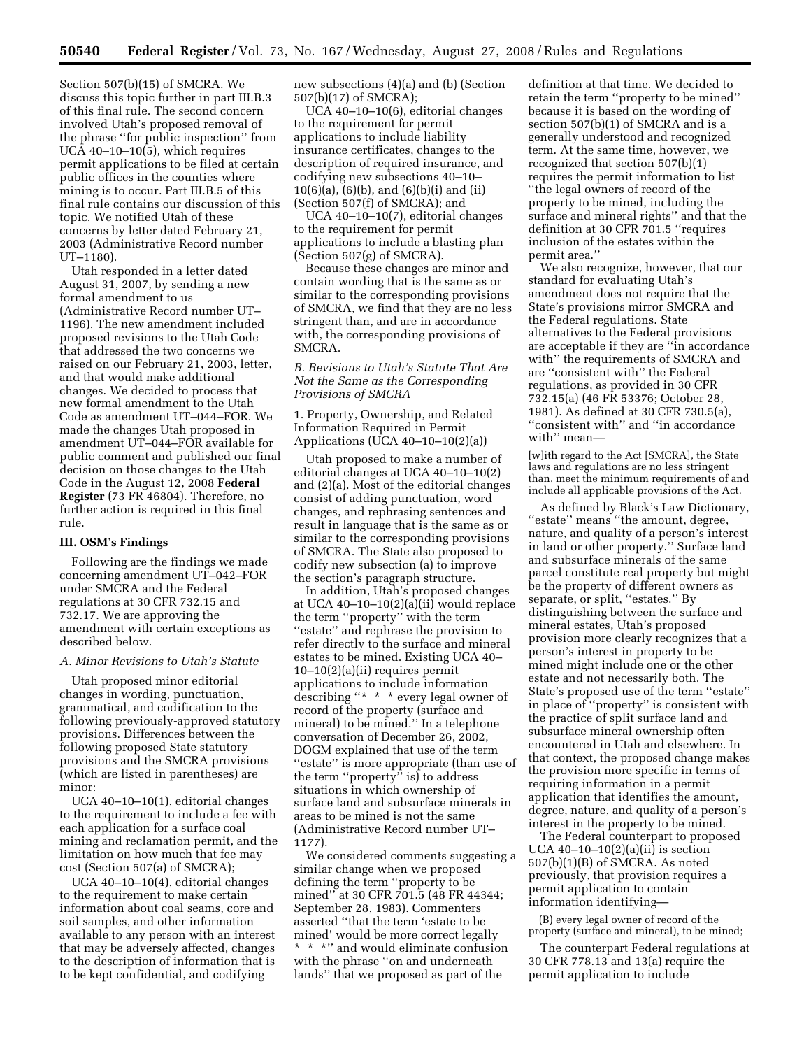Section 507(b)(15) of SMCRA. We discuss this topic further in part III.B.3 of this final rule. The second concern involved Utah's proposed removal of the phrase ''for public inspection'' from UCA 40–10–10(5), which requires permit applications to be filed at certain public offices in the counties where mining is to occur. Part III.B.5 of this final rule contains our discussion of this topic. We notified Utah of these concerns by letter dated February 21, 2003 (Administrative Record number UT–1180).

Utah responded in a letter dated August 31, 2007, by sending a new formal amendment to us (Administrative Record number UT–1196). The new amendment included proposed revisions to the Utah Code that addressed the two concerns we raised on our February 21, 2003, letter, and that would make additional changes. We decided to process that new formal amendment to the Utah Code as amendment UT–044–FOR. We made the changes Utah proposed in amendment UT–044–FOR available for public comment and published our final decision on those changes to the Utah Code in the August 12, 2008 **Federal Register** (73 FR 46804). Therefore, no further action is required in this final rule.

## III. OSM's Findings

Following are the findings we made concerning amendment UT–042–FOR under SMCRA and the Federal regulations at 30 CFR 732.15 and 732.17. We are approving the amendment with certain exceptions as described below.

### *A. Minor Revisions to Utah's Statute*

Utah proposed minor editorial changes in wording, punctuation, grammatical, and codification to the following previously-approved statutory provisions. Differences between the following proposed State statutory provisions and the SMCRA provisions (which are listed in parentheses) are minor:

UCA 40–10–10(1), editorial changes to the requirement to include a fee with each application for a surface coal mining and reclamation permit, and the limitation on how much that fee may cost (Section 507(a) of SMCRA);

UCA 40–10–10(4), editorial changes to the requirement to make certain information about coal seams, core and soil samples, and other information available to any person with an interest that may be adversely affected, changes to the description of information that is to be kept confidential, and codifying new subsections (4)(a) and (b) (Section 507(b)(17) of SMCRA);

UCA 40–10–10(6), editorial changes to the requirement for permit applications to include liability insurance certificates, changes to the description of required insurance, and codifying new subsections 40–10–10(6)(a), (6)(b), and (6)(b)(i) and (ii) (Section 507(f) of SMCRA); and

UCA 40–10–10(7), editorial changes to the requirement for permit applications to include a blasting plan (Section 507(g) of SMCRA).

Because these changes are minor and contain wording that is the same as or similar to the corresponding provisions of SMCRA, we find that they are no less stringent than, and are in accordance with, the corresponding provisions of SMCRA.

### *B. Revisions to Utah's Statute That Are Not the Same as the Corresponding Provisions of SMCRA*

1. Property, Ownership, and Related Information Required in Permit Applications (UCA 40–10–10(2)(a))

Utah proposed to make a number of editorial changes at UCA 40–10–10(2) and (2)(a). Most of the editorial changes consist of adding punctuation, word changes, and rephrasing sentences and result in language that is the same as or similar to the corresponding provisions of SMCRA. The State also proposed to codify new subsection (a) to improve the section's paragraph structure.

In addition, Utah's proposed changes at UCA 40–10–10(2)(a)(ii) would replace the term ''property'' with the term ''estate'' and rephrase the provision to refer directly to the surface and mineral estates to be mined. Existing UCA 40–10–10(2)(a)(ii) requires permit applications to include information describing ''* * * every legal owner of record of the property (surface and mineral) to be mined.'' In a telephone conversation of December 26, 2002, DOGM explained that use of the term ''estate'' is more appropriate (than use of the term ''property'' is) to address situations in which ownership of surface land and subsurface minerals in areas to be mined is not the same (Administrative Record number UT–1177).

We considered comments suggesting a similar change when we proposed defining the term ''property to be mined'' at 30 CFR 701.5 (48 FR 44344; September 28, 1983). Commenters asserted ''that the term 'estate to be mined' would be more correct legally * * *'' and would eliminate confusion with the phrase ''on and underneath lands'' that we proposed as part of the definition at that time. We decided to retain the term ''property to be mined'' because it is based on the wording of section 507(b)(1) of SMCRA and is a generally understood and recognized term. At the same time, however, we recognized that section 507(b)(1) requires the permit information to list ''the legal owners of record of the property to be mined, including the surface and mineral rights'' and that the definition at 30 CFR 701.5 ''requires inclusion of the estates within the permit area.''

We also recognize, however, that our standard for evaluating Utah's amendment does not require that the State's provisions mirror SMCRA and the Federal regulations. State alternatives to the Federal provisions are acceptable if they are ''in accordance with'' the requirements of SMCRA and are ''consistent with'' the Federal regulations, as provided in 30 CFR 732.15(a) (46 FR 53376; October 28, 1981). As defined at 30 CFR 730.5(a), ''consistent with'' and ''in accordance with'' mean—

> [w]ith regard to the Act [SMCRA], the State laws and regulations are no less stringent than, meet the minimum requirements of and include all applicable provisions of the Act.

As defined by Black's Law Dictionary, ''estate'' means ''the amount, degree, nature, and quality of a person's interest in land or other property.'' Surface land and subsurface minerals of the same parcel constitute real property but might be the property of different owners as separate, or split, ''estates.'' By distinguishing between the surface and mineral estates, Utah's proposed provision more clearly recognizes that a person's interest in property to be mined might include one or the other estate and not necessarily both. The State's proposed use of the term ''estate'' in place of ''property'' is consistent with the practice of split surface land and subsurface mineral ownership often encountered in Utah and elsewhere. In that context, the proposed change makes the provision more specific in terms of requiring information in a permit application that identifies the amount, degree, nature, and quality of a person's interest in the property to be mined.

The Federal counterpart to proposed UCA 40–10–10(2)(a)(ii) is section 507(b)(1)(B) of SMCRA. As noted previously, that provision requires a permit application to contain information identifying—

> (B) every legal owner of record of the property (surface and mineral), to be mined;

The counterpart Federal regulations at 30 CFR 778.13 and 13(a) require the permit application to include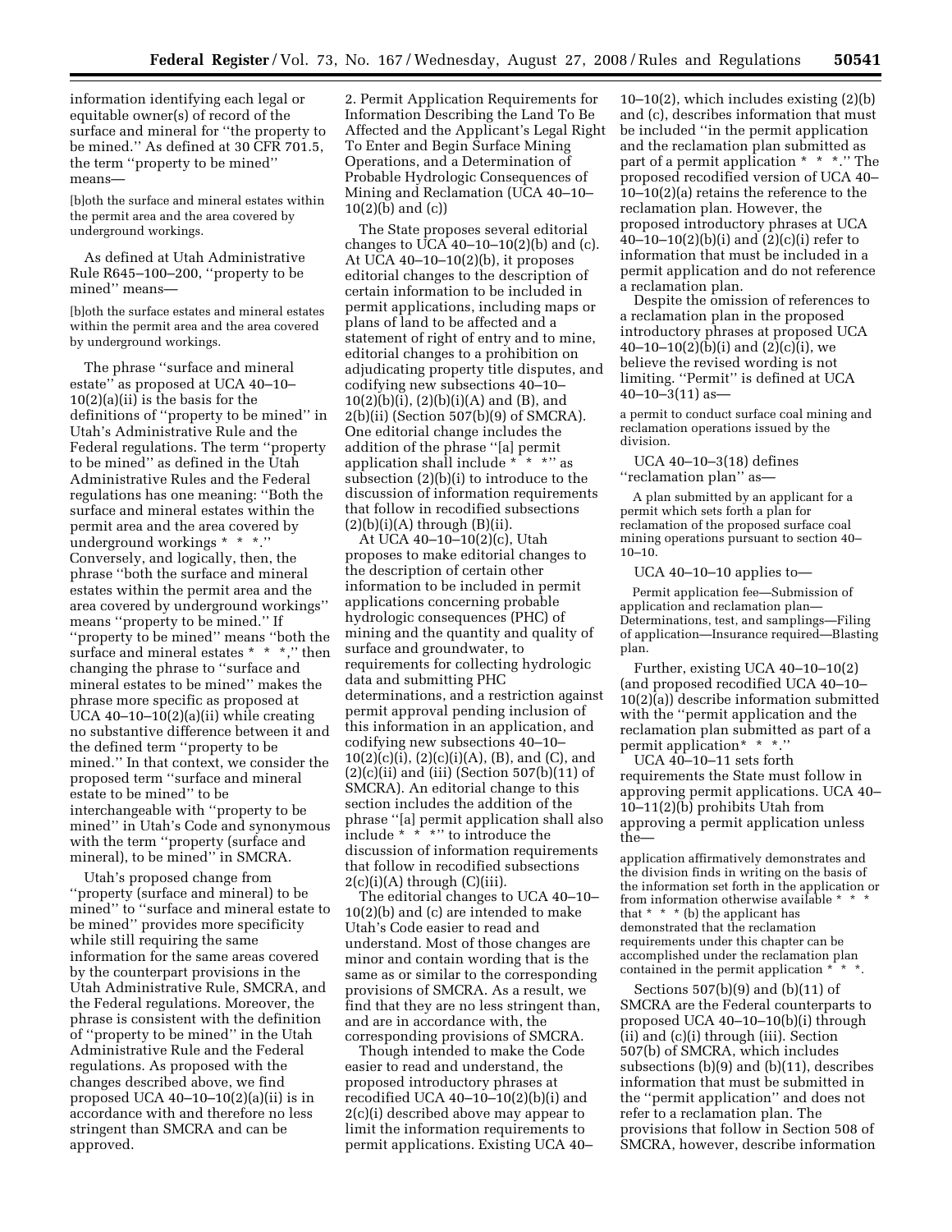information identifying each legal or equitable owner(s) of record of the surface and mineral for ''the property to be mined.'' As defined at 30 CFR 701.5, the term ''property to be mined'' means—

[b]oth the surface and mineral estates within the permit area and the area covered by underground workings.

As defined at Utah Administrative Rule R645–100–200, ''property to be mined'' means—

[b]oth the surface estates and mineral estates within the permit area and the area covered by underground workings.

The phrase ''surface and mineral estate'' as proposed at UCA 40–10–10(2)(a)(ii) is the basis for the definitions of ''property to be mined'' in Utah's Administrative Rule and the Federal regulations. The term ''property to be mined'' as defined in the Utah Administrative Rules and the Federal regulations has one meaning: ''Both the surface and mineral estates within the permit area and the area covered by underground workings * * *.'' Conversely, and logically, then, the phrase ''both the surface and mineral estates within the permit area and the area covered by underground workings'' means ''property to be mined.'' If ''property to be mined'' means ''both the surface and mineral estates * * *,'' then changing the phrase to ''surface and mineral estates to be mined'' makes the phrase more specific as proposed at UCA 40–10–10(2)(a)(ii) while creating no substantive difference between it and the defined term ''property to be mined.'' In that context, we consider the proposed term ''surface and mineral estate to be mined'' to be interchangeable with ''property to be mined'' in Utah's Code and synonymous with the term ''property (surface and mineral), to be mined'' in SMCRA.

Utah's proposed change from ''property (surface and mineral) to be mined'' to ''surface and mineral estate to be mined'' provides more specificity while still requiring the same information for the same areas covered by the counterpart provisions in the Utah Administrative Rule, SMCRA, and the Federal regulations. Moreover, the phrase is consistent with the definition of ''property to be mined'' in the Utah Administrative Rule and the Federal regulations. As proposed with the changes described above, we find proposed UCA 40–10–10(2)(a)(ii) is in accordance with and therefore no less stringent than SMCRA and can be approved.

2. Permit Application Requirements for Information Describing the Land To Be Affected and the Applicant's Legal Right To Enter and Begin Surface Mining Operations, and a Determination of Probable Hydrologic Consequences of Mining and Reclamation (UCA 40–10–10(2)(b) and (c))

The State proposes several editorial changes to UCA 40–10–10(2)(b) and (c). At UCA 40–10–10(2)(b), it proposes editorial changes to the description of certain information to be included in permit applications, including maps or plans of land to be affected and a statement of right of entry and to mine, editorial changes to a prohibition on adjudicating property title disputes, and codifying new subsections 40–10–10(2)(b)(i), (2)(b)(i)(A) and (B), and 2(b)(ii) (Section 507(b)(9) of SMCRA). One editorial change includes the addition of the phrase ''[a] permit application shall include * * *'' as subsection (2)(b)(i) to introduce to the discussion of information requirements that follow in recodified subsections (2)(b)(i)(A) through (B)(ii).

At UCA 40–10–10(2)(c), Utah proposes to make editorial changes to the description of certain other information to be included in permit applications concerning probable hydrologic consequences (PHC) of mining and the quantity and quality of surface and groundwater, to requirements for collecting hydrologic data and submitting PHC determinations, and a restriction against permit approval pending inclusion of this information in an application, and codifying new subsections 40–10–10(2)(c)(i), (2)(c)(i)(A), (B), and (C), and (2)(c)(ii) and (iii) (Section 507(b)(11) of SMCRA). An editorial change to this section includes the addition of the phrase ''[a] permit application shall also include * * *'' to introduce the discussion of information requirements that follow in recodified subsections 2(c)(i)(A) through (C)(iii).

The editorial changes to UCA 40–10–10(2)(b) and (c) are intended to make Utah's Code easier to read and understand. Most of those changes are minor and contain wording that is the same as or similar to the corresponding provisions of SMCRA. As a result, we find that they are no less stringent than, and are in accordance with, the corresponding provisions of SMCRA.

Though intended to make the Code easier to read and understand, the proposed introductory phrases at recodified UCA 40–10–10(2)(b)(i) and 2(c)(i) described above may appear to limit the information requirements to permit applications. Existing UCA 40–10–10(2), which includes existing (2)(b) and (c), describes information that must be included ''in the permit application and the reclamation plan submitted as part of a permit application * * *.'' The proposed recodified version of UCA 40–10–10(2)(a) retains the reference to the reclamation plan. However, the proposed introductory phrases at UCA 40–10–10(2)(b)(i) and (2)(c)(i) refer to information that must be included in a permit application and do not reference a reclamation plan.

Despite the omission of references to a reclamation plan in the proposed introductory phrases at proposed UCA 40–10–10(2)(b)(i) and (2)(c)(i), we believe the revised wording is not limiting. ''Permit'' is defined at UCA 40–10–3(11) as—

a permit to conduct surface coal mining and reclamation operations issued by the division.

UCA 40–10–3(18) defines ''reclamation plan'' as—

A plan submitted by an applicant for a permit which sets forth a plan for reclamation of the proposed surface coal mining operations pursuant to section 40–10–10.

UCA 40–10–10 applies to—

Permit application fee—Submission of application and reclamation plan—Determinations, test, and samplings—Filing of application—Insurance required—Blasting plan.

Further, existing UCA 40–10–10(2) (and proposed recodified UCA 40–10–10(2)(a)) describe information submitted with the ''permit application and the reclamation plan submitted as part of a permit application* * *.''

UCA 40–10–11 sets forth requirements the State must follow in approving permit applications. UCA 40–10–11(2)(b) prohibits Utah from approving a permit application unless the—

application affirmatively demonstrates and the division finds in writing on the basis of the information set forth in the application or from information otherwise available * * * that * * * (b) the applicant has demonstrated that the reclamation requirements under this chapter can be accomplished under the reclamation plan contained in the permit application * * *.

Sections 507(b)(9) and (b)(11) of SMCRA are the Federal counterparts to proposed UCA 40–10–10(b)(i) through (ii) and (c)(i) through (iii). Section 507(b) of SMCRA, which includes subsections (b)(9) and (b)(11), describes information that must be submitted in the ''permit application'' and does not refer to a reclamation plan. The provisions that follow in Section 508 of SMCRA, however, describe information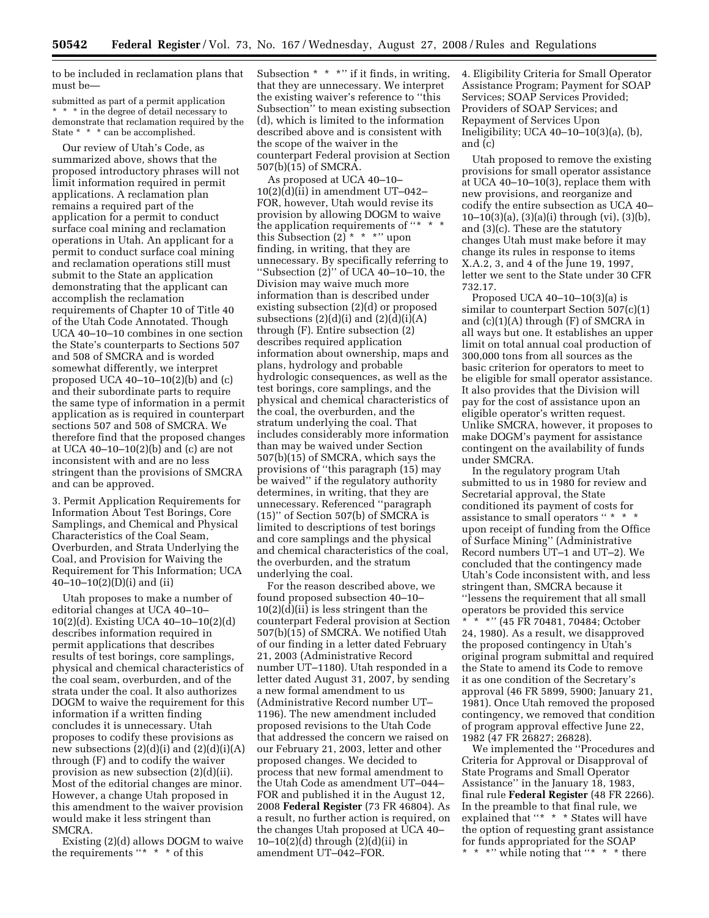to be included in reclamation plans that must be—

submitted as part of a permit application * * * in the degree of detail necessary to demonstrate that reclamation required by the State * * * can be accomplished.

Our review of Utah's Code, as summarized above, shows that the proposed introductory phrases will not limit information required in permit applications. A reclamation plan remains a required part of the application for a permit to conduct surface coal mining and reclamation operations in Utah. An applicant for a permit to conduct surface coal mining and reclamation operations still must submit to the State an application demonstrating that the applicant can accomplish the reclamation requirements of Chapter 10 of Title 40 of the Utah Code Annotated. Though UCA 40–10–10 combines in one section the State's counterparts to Sections 507 and 508 of SMCRA and is worded somewhat differently, we interpret proposed UCA 40–10–10(2)(b) and (c) and their subordinate parts to require the same type of information in a permit application as is required in counterpart sections 507 and 508 of SMCRA. We therefore find that the proposed changes at UCA 40–10–10(2)(b) and (c) are not inconsistent with and are no less stringent than the provisions of SMCRA and can be approved.

3. Permit Application Requirements for Information About Test Borings, Core Samplings, and Chemical and Physical Characteristics of the Coal Seam, Overburden, and Strata Underlying the Coal, and Provision for Waiving the Requirement for This Information; UCA 40–10–10(2)(D)(i) and (ii)

Utah proposes to make a number of editorial changes at UCA 40–10–10(2)(d). Existing UCA 40–10–10(2)(d) describes information required in permit applications that describes results of test borings, core samplings, physical and chemical characteristics of the coal seam, overburden, and of the strata under the coal. It also authorizes DOGM to waive the requirement for this information if a written finding concludes it is unnecessary. Utah proposes to codify these provisions as new subsections (2)(d)(i) and (2)(d)(i)(A) through (F) and to codify the waiver provision as new subsection (2)(d)(ii). Most of the editorial changes are minor. However, a change Utah proposed in this amendment to the waiver provision would make it less stringent than SMCRA.

Existing (2)(d) allows DOGM to waive the requirements "* * * of this Subsection * * *" if it finds, in writing, that they are unnecessary. We interpret the existing waiver's reference to "this Subsection" to mean existing subsection (d), which is limited to the information described above and is consistent with the scope of the waiver in the counterpart Federal provision at Section 507(b)(15) of SMCRA.

As proposed at UCA 40–10–10(2)(d)(ii) in amendment UT–042–FOR, however, Utah would revise its provision by allowing DOGM to waive the application requirements of "* * * this Subsection (2) * * *" upon finding, in writing, that they are unnecessary. By specifically referring to "Subsection (2)" of UCA 40–10–10, the Division may waive much more information than is described under existing subsection (2)(d) or proposed subsections (2)(d)(i) and (2)(d)(i)(A) through (F). Entire subsection (2) describes required application information about ownership, maps and plans, hydrology and probable hydrologic consequences, as well as the test borings, core samplings, and the physical and chemical characteristics of the coal, the overburden, and the stratum underlying the coal. That includes considerably more information than may be waived under Section 507(b)(15) of SMCRA, which says the provisions of "this paragraph (15) may be waived" if the regulatory authority determines, in writing, that they are unnecessary. Referenced "paragraph (15)" of Section 507(b) of SMCRA is limited to descriptions of test borings and core samplings and the physical and chemical characteristics of the coal, the overburden, and the stratum underlying the coal.

For the reason described above, we found proposed subsection 40–10–10(2)(d)(ii) is less stringent than the counterpart Federal provision at Section 507(b)(15) of SMCRA. We notified Utah of our finding in a letter dated February 21, 2003 (Administrative Record number UT–1180). Utah responded in a letter dated August 31, 2007, by sending a new formal amendment to us (Administrative Record number UT–1196). The new amendment included proposed revisions to the Utah Code that addressed the concern we raised on our February 21, 2003, letter and other proposed changes. We decided to process that new formal amendment to the Utah Code as amendment UT–044–FOR and published it in the August 12, 2008 **Federal Register** (73 FR 46804). As a result, no further action is required, on the changes Utah proposed at UCA 40–10–10(2)(d) through (2)(d)(ii) in amendment UT–042–FOR.

4. Eligibility Criteria for Small Operator Assistance Program; Payment for SOAP Services; SOAP Services Provided; Providers of SOAP Services; and Repayment of Services Upon Ineligibility; UCA 40–10–10(3)(a), (b), and (c)

Utah proposed to remove the existing provisions for small operator assistance at UCA 40–10–10(3), replace them with new provisions, and reorganize and codify the entire subsection as UCA 40–10–10(3)(a), (3)(a)(i) through (vi), (3)(b), and (3)(c). These are the statutory changes Utah must make before it may change its rules in response to items X.A.2, 3, and 4 of the June 19, 1997, letter we sent to the State under 30 CFR 732.17.

Proposed UCA 40–10–10(3)(a) is similar to counterpart Section 507(c)(1) and (c)(1)(A) through (F) of SMCRA in all ways but one. It establishes an upper limit on total annual coal production of 300,000 tons from all sources as the basic criterion for operators to meet to be eligible for small operator assistance. It also provides that the Division will pay for the cost of assistance upon an eligible operator's written request. Unlike SMCRA, however, it proposes to make DOGM's payment for assistance contingent on the availability of funds under SMCRA.

In the regulatory program Utah submitted to us in 1980 for review and Secretarial approval, the State conditioned its payment of costs for assistance to small operators "* * * upon receipt of funding from the Office of Surface Mining" (Administrative Record numbers UT–1 and UT–2). We concluded that the contingency made Utah's Code inconsistent with, and less stringent than, SMCRA because it "lessens the requirement that all small operators be provided this service * * *" (45 FR 70481, 70484; October 24, 1980). As a result, we disapproved the proposed contingency in Utah's original program submittal and required the State to amend its Code to remove it as one condition of the Secretary's approval (46 FR 5899, 5900; January 21, 1981). Once Utah removed the proposed contingency, we removed that condition of program approval effective June 22, 1982 (47 FR 26827; 26828).

We implemented the "Procedures and Criteria for Approval or Disapproval of State Programs and Small Operator Assistance" in the January 18, 1983, final rule **Federal Register** (48 FR 2266). In the preamble to that final rule, we explained that "* * * States will have the option of requesting grant assistance for funds appropriated for the SOAP * * *" while noting that "* * * there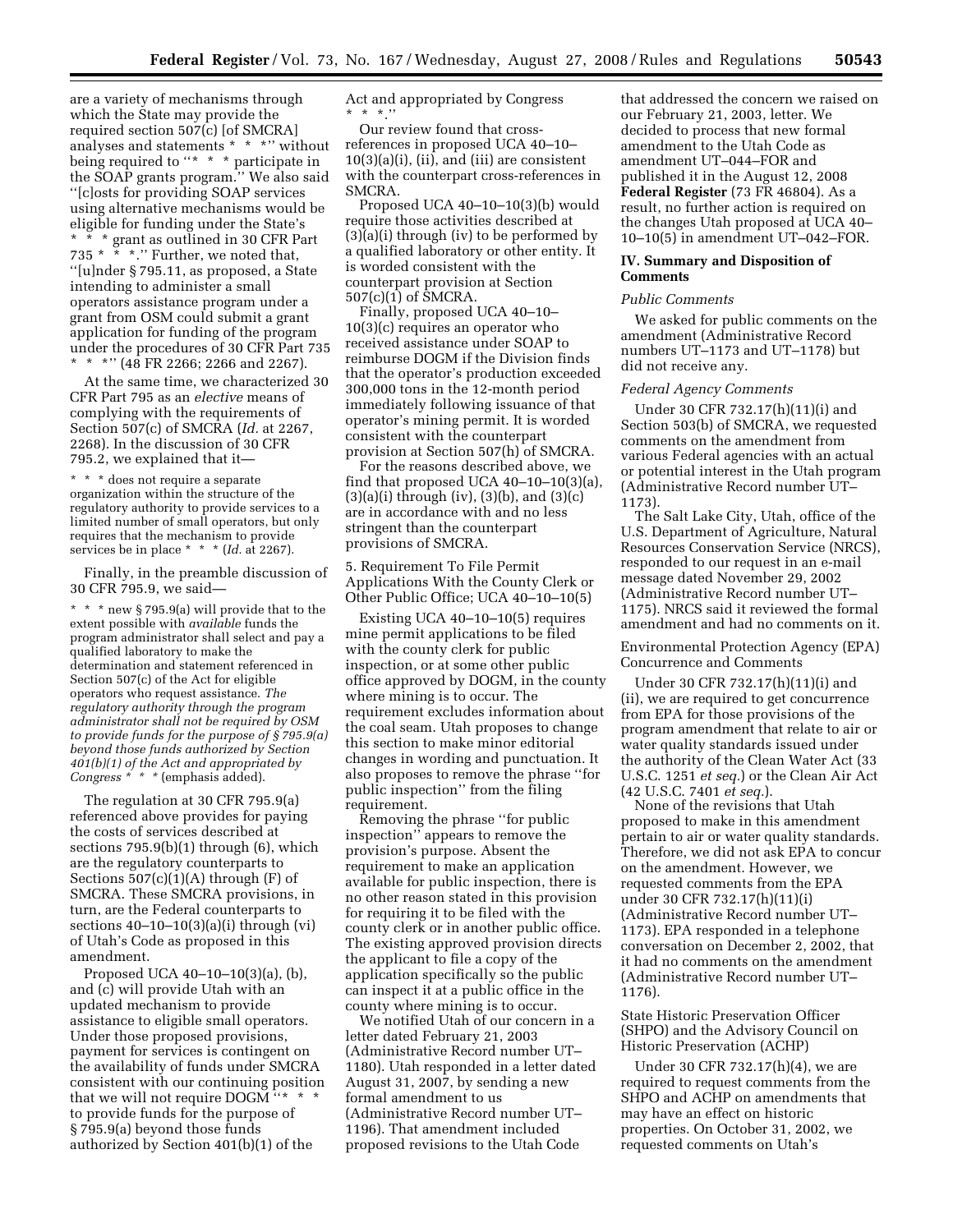are a variety of mechanisms through which the State may provide the required section 507(c) [of SMCRA] analyses and statements * * *'' without being required to ''* * * participate in the SOAP grants program.'' We also said ''[c]osts for providing SOAP services using alternative mechanisms would be eligible for funding under the State's * * * grant as outlined in 30 CFR Part 735 * * *.'' Further, we noted that, ''[u]nder § 795.11, as proposed, a State intending to administer a small operators assistance program under a grant from OSM could submit a grant application for funding of the program under the procedures of 30 CFR Part 735 * * *'' (48 FR 2266; 2266 and 2267).

At the same time, we characterized 30 CFR Part 795 as an *elective* means of complying with the requirements of Section 507(c) of SMCRA (*Id.* at 2267, 2268). In the discussion of 30 CFR 795.2, we explained that it—

> * * * does not require a separate organization within the structure of the regulatory authority to provide services to a limited number of small operators, but only requires that the mechanism to provide services be in place * * * (*Id.* at 2267).

Finally, in the preamble discussion of 30 CFR 795.9, we said—

> * * * new § 795.9(a) will provide that to the extent possible with *available* funds the program administrator shall select and pay a qualified laboratory to make the determination and statement referenced in Section 507(c) of the Act for eligible operators who request assistance. *The regulatory authority through the program administrator shall not be required by OSM to provide funds for the purpose of § 795.9(a) beyond those funds authorized by Section 401(b)(1) of the Act and appropriated by Congress* * * * (emphasis added).

The regulation at 30 CFR 795.9(a) referenced above provides for paying the costs of services described at sections 795.9(b)(1) through (6), which are the regulatory counterparts to Sections 507(c)(1)(A) through (F) of SMCRA. These SMCRA provisions, in turn, are the Federal counterparts to sections 40–10–10(3)(a)(i) through (vi) of Utah's Code as proposed in this amendment.

Proposed UCA 40–10–10(3)(a), (b), and (c) will provide Utah with an updated mechanism to provide assistance to eligible small operators. Under those proposed provisions, payment for services is contingent on the availability of funds under SMCRA consistent with our continuing position that we will not require DOGM ''* * * to provide funds for the purpose of § 795.9(a) beyond those funds authorized by Section 401(b)(1) of the Act and appropriated by Congress * * *.''

Our review found that cross-references in proposed UCA 40–10–10(3)(a)(i), (ii), and (iii) are consistent with the counterpart cross-references in SMCRA.

Proposed UCA 40–10–10(3)(b) would require those activities described at (3)(a)(i) through (iv) to be performed by a qualified laboratory or other entity. It is worded consistent with the counterpart provision at Section 507(c)(1) of SMCRA.

Finally, proposed UCA 40–10–10(3)(c) requires an operator who received assistance under SOAP to reimburse DOGM if the Division finds that the operator's production exceeded 300,000 tons in the 12-month period immediately following issuance of that operator's mining permit. It is worded consistent with the counterpart provision at Section 507(h) of SMCRA.

For the reasons described above, we find that proposed UCA 40–10–10(3)(a), (3)(a)(i) through (iv), (3)(b), and (3)(c) are in accordance with and no less stringent than the counterpart provisions of SMCRA.

5. Requirement To File Permit Applications With the County Clerk or Other Public Office; UCA 40–10–10(5)

Existing UCA 40–10–10(5) requires mine permit applications to be filed with the county clerk for public inspection, or at some other public office approved by DOGM, in the county where mining is to occur. The requirement excludes information about the coal seam. Utah proposes to change this section to make minor editorial changes in wording and punctuation. It also proposes to remove the phrase ''for public inspection'' from the filing requirement.

Removing the phrase ''for public inspection'' appears to remove the provision's purpose. Absent the requirement to make an application available for public inspection, there is no other reason stated in this provision for requiring it to be filed with the county clerk or in another public office. The existing approved provision directs the applicant to file a copy of the application specifically so the public can inspect it at a public office in the county where mining is to occur.

We notified Utah of our concern in a letter dated February 21, 2003 (Administrative Record number UT–1180). Utah responded in a letter dated August 31, 2007, by sending a new formal amendment to us (Administrative Record number UT–1196). That amendment included proposed revisions to the Utah Code that addressed the concern we raised on our February 21, 2003, letter. We decided to process that new formal amendment to the Utah Code as amendment UT–044–FOR and published it in the August 12, 2008 **Federal Register** (73 FR 46804). As a result, no further action is required on the changes Utah proposed at UCA 40–10–10(5) in amendment UT–042–FOR.

## IV. Summary and Disposition of Comments

*Public Comments*

We asked for public comments on the amendment (Administrative Record numbers UT–1173 and UT–1178) but did not receive any.

*Federal Agency Comments*

Under 30 CFR 732.17(h)(11)(i) and Section 503(b) of SMCRA, we requested comments on the amendment from various Federal agencies with an actual or potential interest in the Utah program (Administrative Record number UT–1173).

The Salt Lake City, Utah, office of the U.S. Department of Agriculture, Natural Resources Conservation Service (NRCS), responded to our request in an e-mail message dated November 29, 2002 (Administrative Record number UT–1175). NRCS said it reviewed the formal amendment and had no comments on it.

Environmental Protection Agency (EPA) Concurrence and Comments

Under 30 CFR 732.17(h)(11)(i) and (ii), we are required to get concurrence from EPA for those provisions of the program amendment that relate to air or water quality standards issued under the authority of the Clean Water Act (33 U.S.C. 1251 *et seq.*) or the Clean Air Act (42 U.S.C. 7401 *et seq.*).

None of the revisions that Utah proposed to make in this amendment pertain to air or water quality standards. Therefore, we did not ask EPA to concur on the amendment. However, we requested comments from the EPA under 30 CFR 732.17(h)(11)(i) (Administrative Record number UT–1173). EPA responded in a telephone conversation on December 2, 2002, that it had no comments on the amendment (Administrative Record number UT–1176).

State Historic Preservation Officer (SHPO) and the Advisory Council on Historic Preservation (ACHP)

Under 30 CFR 732.17(h)(4), we are required to request comments from the SHPO and ACHP on amendments that may have an effect on historic properties. On October 31, 2002, we requested comments on Utah's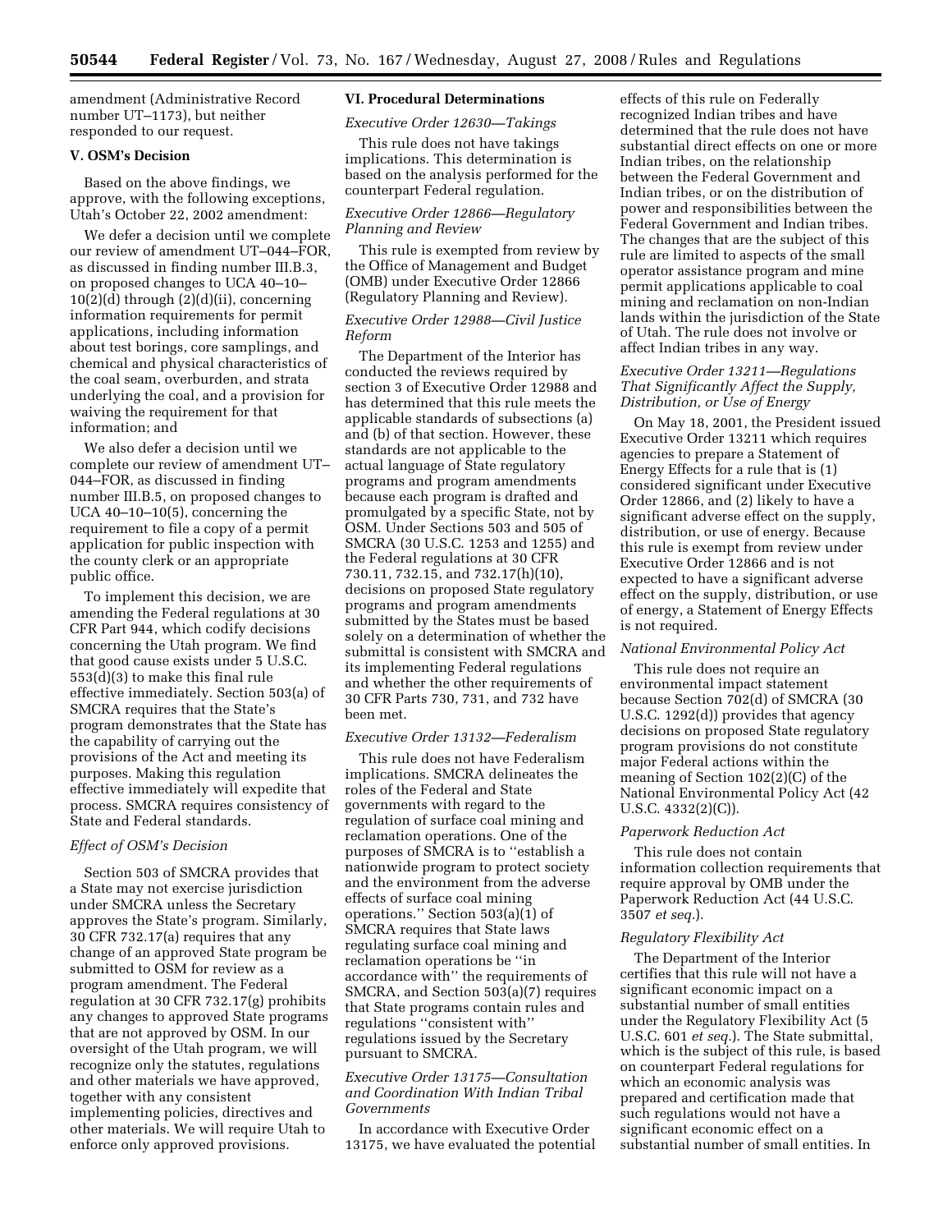amendment (Administrative Record number UT–1173), but neither responded to our request.

## V. OSM's Decision

Based on the above findings, we approve, with the following exceptions, Utah's October 22, 2002 amendment:

We defer a decision until we complete our review of amendment UT–044–FOR, as discussed in finding number III.B.3, on proposed changes to UCA 40–10–10(2)(d) through (2)(d)(ii), concerning information requirements for permit applications, including information about test borings, core samplings, and chemical and physical characteristics of the coal seam, overburden, and strata underlying the coal, and a provision for waiving the requirement for that information; and

We also defer a decision until we complete our review of amendment UT–044–FOR, as discussed in finding number III.B.5, on proposed changes to UCA 40–10–10(5), concerning the requirement to file a copy of a permit application for public inspection with the county clerk or an appropriate public office.

To implement this decision, we are amending the Federal regulations at 30 CFR Part 944, which codify decisions concerning the Utah program. We find that good cause exists under 5 U.S.C. 553(d)(3) to make this final rule effective immediately. Section 503(a) of SMCRA requires that the State's program demonstrates that the State has the capability of carrying out the provisions of the Act and meeting its purposes. Making this regulation effective immediately will expedite that process. SMCRA requires consistency of State and Federal standards.

### *Effect of OSM's Decision*

Section 503 of SMCRA provides that a State may not exercise jurisdiction under SMCRA unless the Secretary approves the State's program. Similarly, 30 CFR 732.17(a) requires that any change of an approved State program be submitted to OSM for review as a program amendment. The Federal regulation at 30 CFR 732.17(g) prohibits any changes to approved State programs that are not approved by OSM. In our oversight of the Utah program, we will recognize only the statutes, regulations and other materials we have approved, together with any consistent implementing policies, directives and other materials. We will require Utah to enforce only approved provisions.

## VI. Procedural Determinations

### *Executive Order 12630—Takings*

This rule does not have takings implications. This determination is based on the analysis performed for the counterpart Federal regulation.

### *Executive Order 12866—Regulatory Planning and Review*

This rule is exempted from review by the Office of Management and Budget (OMB) under Executive Order 12866 (Regulatory Planning and Review).

### *Executive Order 12988—Civil Justice Reform*

The Department of the Interior has conducted the reviews required by section 3 of Executive Order 12988 and has determined that this rule meets the applicable standards of subsections (a) and (b) of that section. However, these standards are not applicable to the actual language of State regulatory programs and program amendments because each program is drafted and promulgated by a specific State, not by OSM. Under Sections 503 and 505 of SMCRA (30 U.S.C. 1253 and 1255) and the Federal regulations at 30 CFR 730.11, 732.15, and 732.17(h)(10), decisions on proposed State regulatory programs and program amendments submitted by the States must be based solely on a determination of whether the submittal is consistent with SMCRA and its implementing Federal regulations and whether the other requirements of 30 CFR Parts 730, 731, and 732 have been met.

### *Executive Order 13132—Federalism*

This rule does not have Federalism implications. SMCRA delineates the roles of the Federal and State governments with regard to the regulation of surface coal mining and reclamation operations. One of the purposes of SMCRA is to ''establish a nationwide program to protect society and the environment from the adverse effects of surface coal mining operations.'' Section 503(a)(1) of SMCRA requires that State laws regulating surface coal mining and reclamation operations be ''in accordance with'' the requirements of SMCRA, and Section 503(a)(7) requires that State programs contain rules and regulations ''consistent with'' regulations issued by the Secretary pursuant to SMCRA.

### *Executive Order 13175—Consultation and Coordination With Indian Tribal Governments*

In accordance with Executive Order 13175, we have evaluated the potential effects of this rule on Federally recognized Indian tribes and have determined that the rule does not have substantial direct effects on one or more Indian tribes, on the relationship between the Federal Government and Indian tribes, or on the distribution of power and responsibilities between the Federal Government and Indian tribes. The changes that are the subject of this rule are limited to aspects of the small operator assistance program and mine permit applications applicable to coal mining and reclamation on non-Indian lands within the jurisdiction of the State of Utah. The rule does not involve or affect Indian tribes in any way.

### *Executive Order 13211—Regulations That Significantly Affect the Supply, Distribution, or Use of Energy*

On May 18, 2001, the President issued Executive Order 13211 which requires agencies to prepare a Statement of Energy Effects for a rule that is (1) considered significant under Executive Order 12866, and (2) likely to have a significant adverse effect on the supply, distribution, or use of energy. Because this rule is exempt from review under Executive Order 12866 and is not expected to have a significant adverse effect on the supply, distribution, or use of energy, a Statement of Energy Effects is not required.

### *National Environmental Policy Act*

This rule does not require an environmental impact statement because Section 702(d) of SMCRA (30 U.S.C. 1292(d)) provides that agency decisions on proposed State regulatory program provisions do not constitute major Federal actions within the meaning of Section 102(2)(C) of the National Environmental Policy Act (42 U.S.C. 4332(2)(C)).

### *Paperwork Reduction Act*

This rule does not contain information collection requirements that require approval by OMB under the Paperwork Reduction Act (44 U.S.C. 3507 *et seq.*).

### *Regulatory Flexibility Act*

The Department of the Interior certifies that this rule will not have a significant economic impact on a substantial number of small entities under the Regulatory Flexibility Act (5 U.S.C. 601 *et seq.*). The State submittal, which is the subject of this rule, is based on counterpart Federal regulations for which an economic analysis was prepared and certification made that such regulations would not have a significant economic effect on a substantial number of small entities. In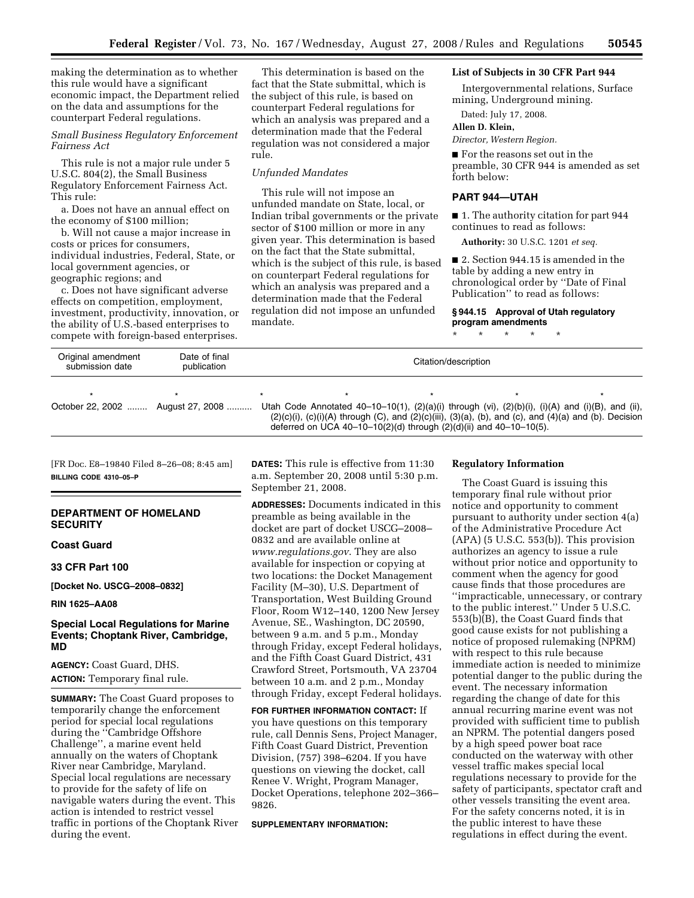making the determination as to whether this rule would have a significant economic impact, the Department relied on the data and assumptions for the counterpart Federal regulations.

*Small Business Regulatory Enforcement Fairness Act*

This rule is not a major rule under 5 U.S.C. 804(2), the Small Business Regulatory Enforcement Fairness Act. This rule:

a. Does not have an annual effect on the economy of $100 million;

b. Will not cause a major increase in costs or prices for consumers, individual industries, Federal, State, or local government agencies, or geographic regions; and

c. Does not have significant adverse effects on competition, employment, investment, productivity, innovation, or the ability of U.S.-based enterprises to compete with foreign-based enterprises.

This determination is based on the fact that the State submittal, which is the subject of this rule, is based on counterpart Federal regulations for which an analysis was prepared and a determination made that the Federal regulation was not considered a major rule.

*Unfunded Mandates*

This rule will not impose an unfunded mandate on State, local, or Indian tribal governments or the private sector of $100 million or more in any given year. This determination is based on the fact that the State submittal, which is the subject of this rule, is based on counterpart Federal regulations for which an analysis was prepared and a determination made that the Federal regulation did not impose an unfunded mandate.

**List of Subjects in 30 CFR Part 944**

Intergovernmental relations, Surface mining, Underground mining.

Dated: July 17, 2008.

**Allen D. Klein,**

*Director, Western Region.*

■ For the reasons set out in the preamble, 30 CFR 944 is amended as set forth below:

## PART 944—UTAH

■ 1. The authority citation for part 944 continues to read as follows:

**Authority:** 30 U.S.C. 1201 *et seq.*

■ 2. Section 944.15 is amended in the table by adding a new entry in chronological order by ''Date of Final Publication'' to read as follows:

**§ 944.15 Approval of Utah regulatory program amendments**

\* \* \* \* \*

| Original amendment submission date | Date of final publication | Citation/description |
|---|---|---|
| \* | \* | \* \* \* \* \* |
| October 22, 2002 ........ | August 27, 2008 .......... | Utah Code Annotated 40–10–10(1), (2)(a)(i) through (vi), (2)(b)(i), (i)(A) and (i)(B), and (ii), (2)(c)(i), (c)(i)(A) through (C), and (2)(c)(iii), (3)(a), (b), and (c), and (4)(a) and (b). Decision deferred on UCA 40–10–10(2)(d) through (2)(d)(ii) and 40–10–10(5). |

[FR Doc. E8–19840 Filed 8–26–08; 8:45 am]

**BILLING CODE 4310–05–P**

---

## DEPARTMENT OF HOMELAND SECURITY

### Coast Guard

### 33 CFR Part 100

**[Docket No. USCG–2008–0832]**

**RIN 1625–AA08**

### Special Local Regulations for Marine Events; Choptank River, Cambridge, MD

**AGENCY:** Coast Guard, DHS.

**ACTION:** Temporary final rule.

**SUMMARY:** The Coast Guard proposes to temporarily change the enforcement period for special local regulations during the ''Cambridge Offshore Challenge'', a marine event held annually on the waters of Choptank River near Cambridge, Maryland. Special local regulations are necessary to provide for the safety of life on navigable waters during the event. This action is intended to restrict vessel traffic in portions of the Choptank River during the event.

**DATES:** This rule is effective from 11:30 a.m. September 20, 2008 until 5:30 p.m. September 21, 2008.

**ADDRESSES:** Documents indicated in this preamble as being available in the docket are part of docket USCG–2008–0832 and are available online at *www.regulations.gov*. They are also available for inspection or copying at two locations: the Docket Management Facility (M–30), U.S. Department of Transportation, West Building Ground Floor, Room W12–140, 1200 New Jersey Avenue, SE., Washington, DC 20590, between 9 a.m. and 5 p.m., Monday through Friday, except Federal holidays, and the Fifth Coast Guard District, 431 Crawford Street, Portsmouth, VA 23704 between 10 a.m. and 2 p.m., Monday through Friday, except Federal holidays.

**FOR FURTHER INFORMATION CONTACT:** If you have questions on this temporary rule, call Dennis Sens, Project Manager, Fifth Coast Guard District, Prevention Division, (757) 398–6204. If you have questions on viewing the docket, call Renee V. Wright, Program Manager, Docket Operations, telephone 202–366–9826.

**SUPPLEMENTARY INFORMATION:**

**Regulatory Information**

The Coast Guard is issuing this temporary final rule without prior notice and opportunity to comment pursuant to authority under section 4(a) of the Administrative Procedure Act (APA) (5 U.S.C. 553(b)). This provision authorizes an agency to issue a rule without prior notice and opportunity to comment when the agency for good cause finds that those procedures are ''impracticable, unnecessary, or contrary to the public interest.'' Under 5 U.S.C. 553(b)(B), the Coast Guard finds that good cause exists for not publishing a notice of proposed rulemaking (NPRM) with respect to this rule because immediate action is needed to minimize potential danger to the public during the event. The necessary information regarding the change of date for this annual recurring marine event was not provided with sufficient time to publish an NPRM. The potential dangers posed by a high speed power boat race conducted on the waterway with other vessel traffic makes special local regulations necessary to provide for the safety of participants, spectator craft and other vessels transiting the event area. For the safety concerns noted, it is in the public interest to have these regulations in effect during the event.